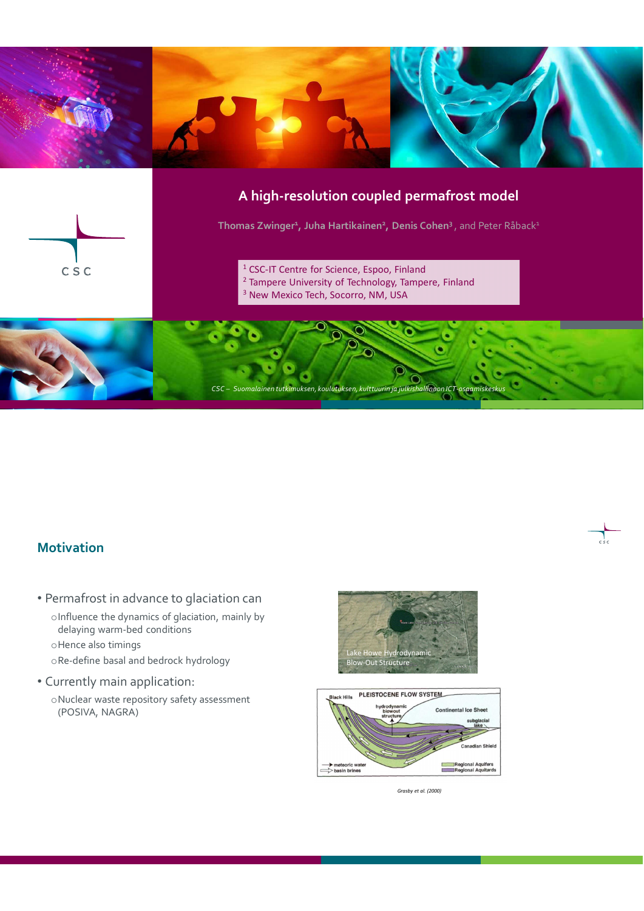# A high-resolution coupled permafrost model

Thomas Zwinger[1], Juha Hartikainen[2], Denis Cohen[3], and Peter Råback[1]

[1] CSC-IT Centre for Science, Espoo, Finland
[2] Tampere University of Technology, Tampere, Finland
[3] New Mexico Tech, Socorro, NM, USA

*CSC – Suomalainen tutkimuksen, koulutuksen, kulttuurin ja julkishallinnon ICT-osaamiskeskus*

## Motivation

- Permafrost in advance to glaciation can
  - Influence the dynamics of glaciation, mainly by delaying warm-bed conditions
  - Hence also timings
  - Re-define basal and bedrock hydrology
- Currently main application:
  - Nuclear waste repository safety assessment (POSIVA, NAGRA)

Lake Howe Hydrodynamic Blow-Out Structure

*Grasby et al. (2000)*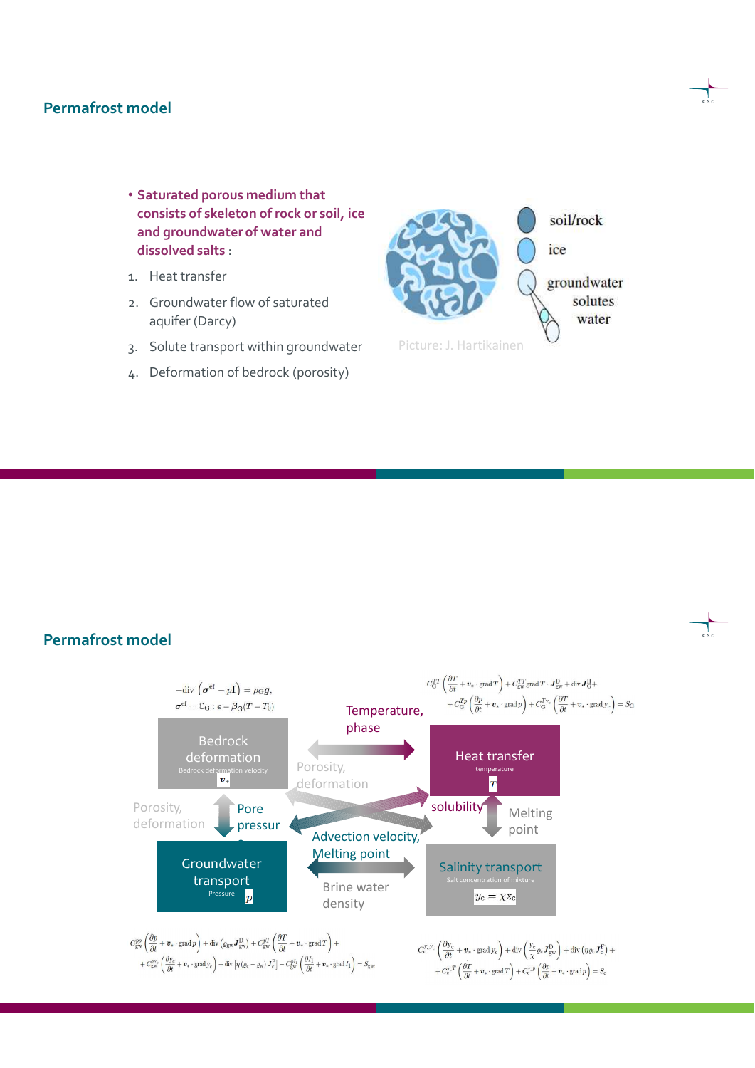## Permafrost model

- **Saturated porous medium that consists of skeleton of rock or soil, ice and groundwater of water and dissolved salts** :

1. Heat transfer
2. Groundwater flow of saturated aquifer (Darcy)
3. Solute transport within groundwater
4. Deformation of bedrock (porosity)

soil/rock

ice

groundwater

solutes

water

Picture: J. Hartikainen

## Permafrost model

$$-\mathrm{div}\left(\boldsymbol{\sigma}^{\mathrm{ef}} - p\mathbf{I}\right) = \rho_{\mathrm{G}}\boldsymbol{g},$$
$$\boldsymbol{\sigma}^{\mathrm{ef}} = \mathbb{C}_{\mathrm{G}} : \boldsymbol{\epsilon} - \boldsymbol{\beta}_{\mathrm{G}}(T - T_0)$$

**Bedrock deformation**
Bedrock deformation velocity
$\boldsymbol{v}_*$

$$C_{\mathrm{G}}^{TT}\left(\frac{\partial T}{\partial t} + \boldsymbol{v}_* \cdot \mathrm{grad}\,T\right) + C_{\mathrm{gw}}^{TT}\,\mathrm{grad}\,T \cdot \boldsymbol{J}_{\mathrm{gw}}^{\mathrm{D}} + \mathrm{div}\,\boldsymbol{J}_{\mathrm{G}}^{\mathrm{H}} + C_{\mathrm{G}}^{Tp}\left(\frac{\partial p}{\partial t} + \boldsymbol{v}_* \cdot \mathrm{grad}\,p\right) + C_{\mathrm{G}}^{Ty_{\mathrm{c}}}\left(\frac{\partial T}{\partial t} + \boldsymbol{v}_* \cdot \mathrm{grad}\,y_{\mathrm{c}}\right) = S_{\mathrm{G}}$$

**Heat transfer**
temperature
$T$

Temperature, phase

Porosity, deformation

Porosity, deformation

Pore pressure

solubility

Melting point

Advection velocity, Melting point

Brine water density

**Groundwater transport**
Pressure
$p$

**Salinity transport**
Salt concentration of mixture
$y_{\mathrm{c}} = \chi x_{\mathrm{c}}$

$$C_{\mathrm{gw}}^{pp}\left(\frac{\partial p}{\partial t} + \boldsymbol{v}_* \cdot \mathrm{grad}\,p\right) + \mathrm{div}\left(\varrho_{\mathrm{gw}}\boldsymbol{J}_{\mathrm{gw}}^{\mathrm{D}}\right) + C_{\mathrm{gw}}^{pT}\left(\frac{\partial T}{\partial t} + \boldsymbol{v}_* \cdot \mathrm{grad}\,T\right) + C_{\mathrm{gw}}^{py_{\mathrm{c}}}\left(\frac{\partial y_{\mathrm{c}}}{\partial t} + \boldsymbol{v}_* \cdot \mathrm{grad}\,y_{\mathrm{c}}\right) + \mathrm{div}\left[\eta\left(\varrho_{\mathrm{c}} - \varrho_{\mathrm{w}}\right)\boldsymbol{J}_{\mathrm{c}}^{\mathrm{F}}\right] - C_{\mathrm{gw}}^{pI_1}\left(\frac{\partial I_1}{\partial t} + \boldsymbol{v}_* \cdot \mathrm{grad}\,I_1\right) = S_{\mathrm{gw}}$$

$$C_{\mathrm{c}}^{y_{\mathrm{c}}y_{\mathrm{c}}}\left(\frac{\partial y_{\mathrm{c}}}{\partial t} + \boldsymbol{v}_* \cdot \mathrm{grad}\,y_{\mathrm{c}}\right) + \mathrm{div}\left(\frac{y_{\mathrm{c}}}{\chi}\varrho_{\mathrm{c}}\boldsymbol{J}_{\mathrm{gw}}^{\mathrm{D}}\right) + \mathrm{div}\left(\eta\varrho_{\mathrm{c}}\boldsymbol{J}_{\mathrm{c}}^{\mathrm{F}}\right) + C_{\mathrm{c}}^{y_{\mathrm{c}}T}\left(\frac{\partial T}{\partial t} + \boldsymbol{v}_* \cdot \mathrm{grad}\,T\right) + C_{\mathrm{c}}^{y_{\mathrm{c}}p}\left(\frac{\partial p}{\partial t} + \boldsymbol{v}_* \cdot \mathrm{grad}\,p\right) = S_{\mathrm{c}}$$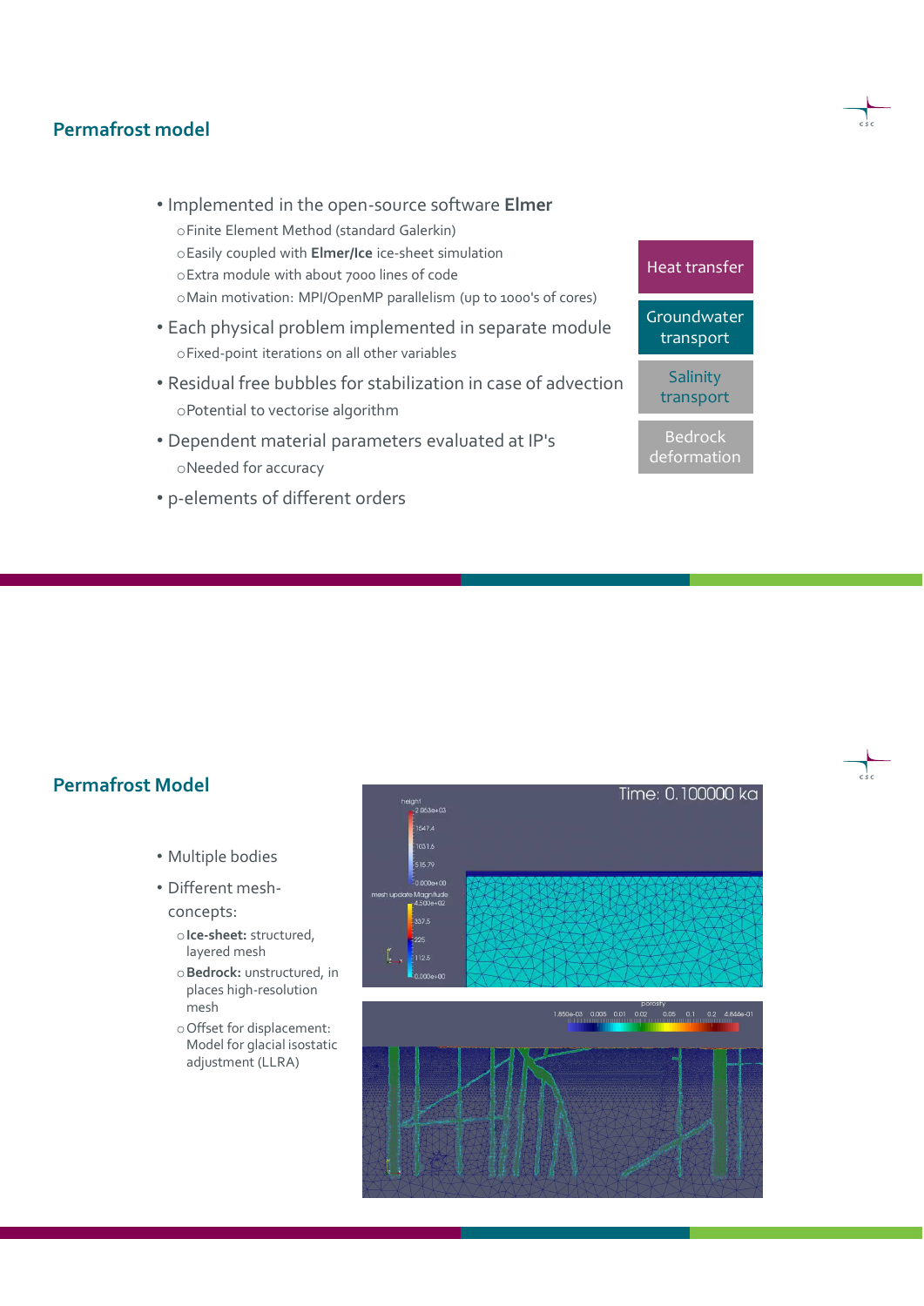## Permafrost model

- Implemented in the open-source software **Elmer**
  - Finite Element Method (standard Galerkin)
  - Easily coupled with **Elmer/Ice** ice-sheet simulation
  - Extra module with about 7000 lines of code
  - Main motivation: MPI/OpenMP parallelism (up to 1000's of cores)
- Each physical problem implemented in separate module
  - Fixed-point iterations on all other variables
- Residual free bubbles for stabilization in case of advection
  - Potential to vectorise algorithm
- Dependent material parameters evaluated at IP's
  - Needed for accuracy
- p-elements of different orders

Heat transfer

Groundwater transport

Salinity transport

Bedrock deformation

## Permafrost Model

- Multiple bodies
- Different mesh-concepts:
  - **Ice-sheet:** structured, layered mesh
  - **Bedrock:** unstructured, in places high-resolution mesh
  - Offset for displacement: Model for glacial isostatic adjustment (LLRA)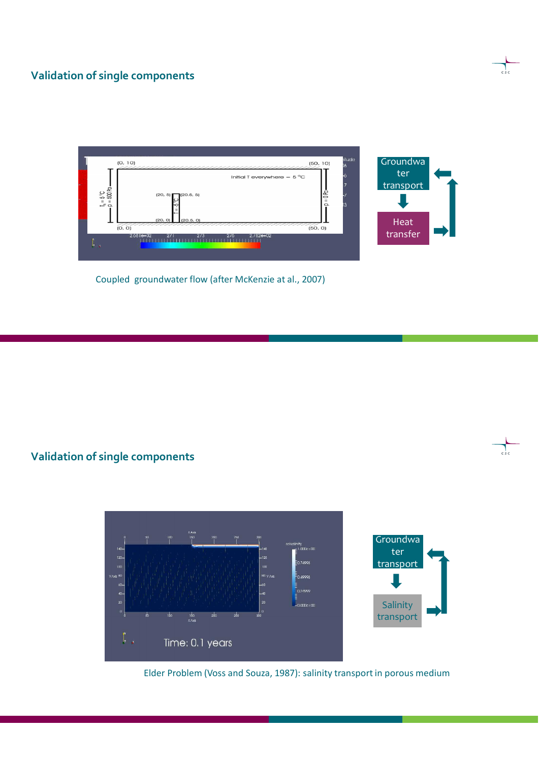## Validation of single components

Groundwater transport

Heat transfer

Coupled groundwater flow (after McKenzie at al., 2007)

## Validation of single components

Groundwater transport

Salinity transport

Elder Problem (Voss and Souza, 1987): salinity transport in porous medium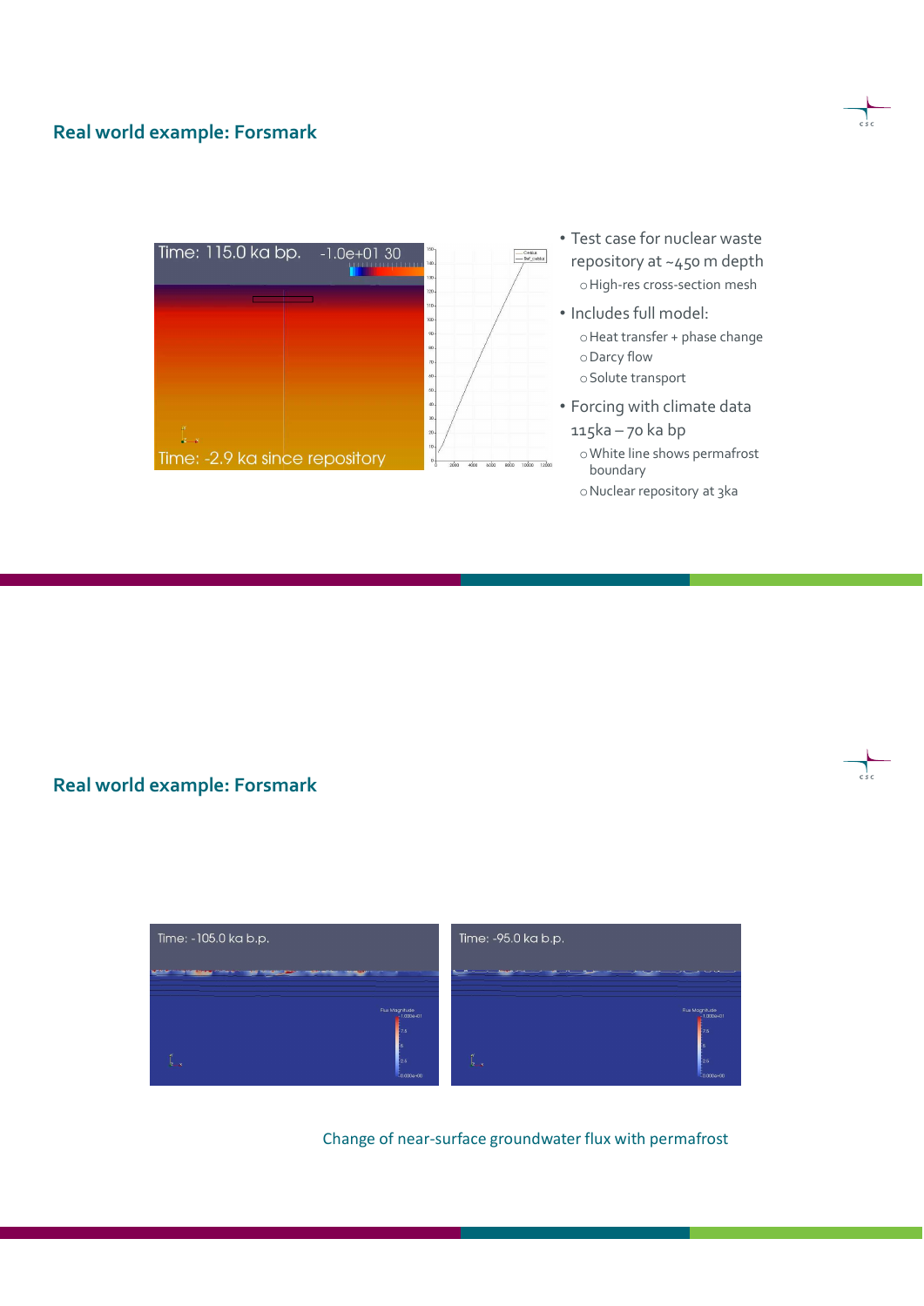## Real world example: Forsmark

- Test case for nuclear waste repository at ~450 m depth
  - High-res cross-section mesh
- Includes full model:
  - Heat transfer + phase change
  - Darcy flow
  - Solute transport
- Forcing with climate data 115ka – 70 ka bp
  - White line shows permafrost boundary
  - Nuclear repository at 3ka

## Real world example: Forsmark

Change of near-surface groundwater flux with permafrost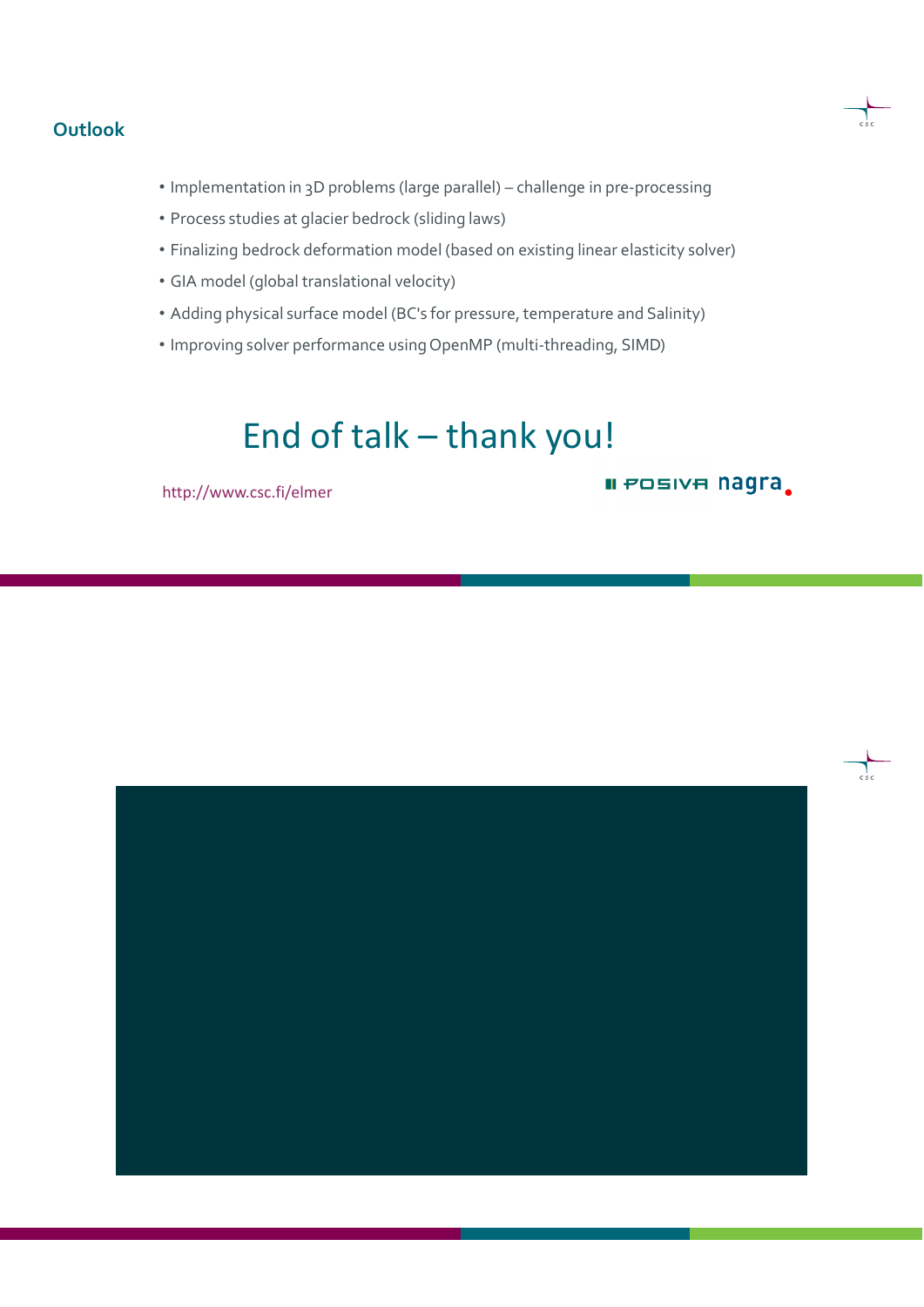## Outlook

- Implementation in 3D problems (large parallel) – challenge in pre-processing
- Process studies at glacier bedrock (sliding laws)
- Finalizing bedrock deformation model (based on existing linear elasticity solver)
- GIA model (global translational velocity)
- Adding physical surface model (BC's for pressure, temperature and Salinity)
- Improving solver performance using OpenMP (multi-threading, SIMD)

# End of talk – thank you!

http://www.csc.fi/elmer

POSIVA nagra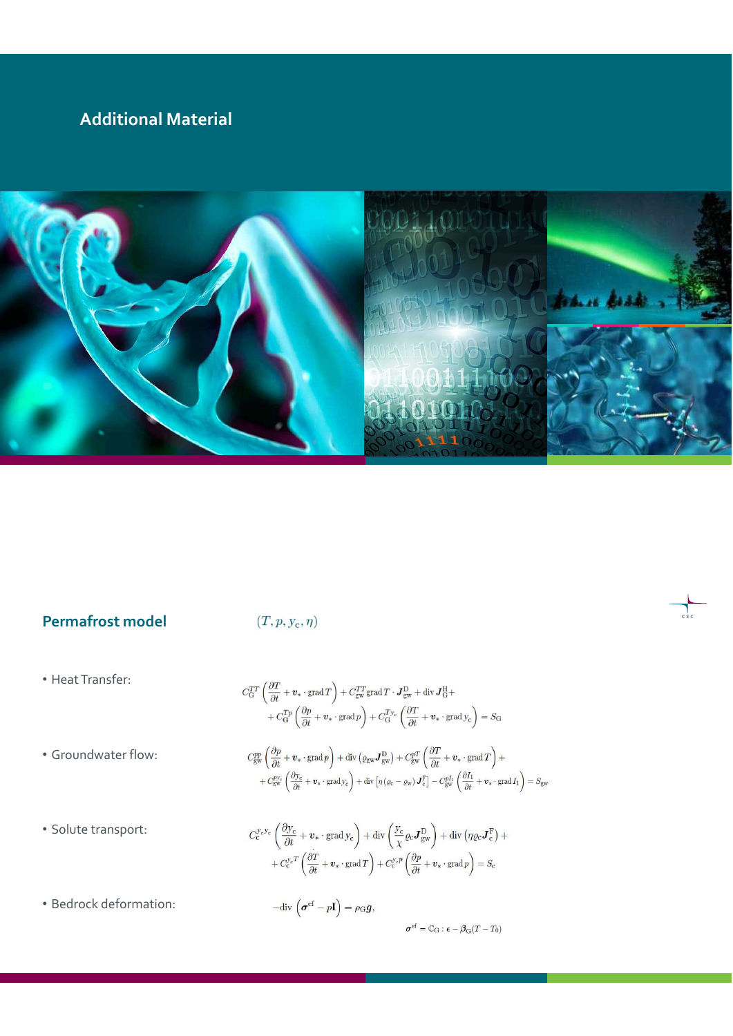# Additional Material

## Permafrost model

$$(T, p, y_c, \eta)$$

- Heat Transfer:

$$C_G^{TT}\left(\frac{\partial T}{\partial t} + \boldsymbol{v}_* \cdot \operatorname{grad} T\right) + C_{gw}^{TT} \operatorname{grad} T \cdot \boldsymbol{J}_{gw}^{D} + \operatorname{div} \boldsymbol{J}_G^{H} + $$
$$+ C_G^{Tp}\left(\frac{\partial p}{\partial t} + \boldsymbol{v}_* \cdot \operatorname{grad} p\right) + C_G^{Ty_c}\left(\frac{\partial T}{\partial t} + \boldsymbol{v}_* \cdot \operatorname{grad} y_c\right) = S_G$$

- Groundwater flow:

$$C_{gw}^{pp}\left(\frac{\partial p}{\partial t} + \boldsymbol{v}_* \cdot \operatorname{grad} p\right) + \operatorname{div}\left(\varrho_{gw} \boldsymbol{J}_{gw}^{D}\right) + C_{gw}^{pT}\left(\frac{\partial T}{\partial t} + \boldsymbol{v}_* \cdot \operatorname{grad} T\right) +$$
$$+ C_{gw}^{py_c}\left(\frac{\partial y_c}{\partial t} + \boldsymbol{v}_* \cdot \operatorname{grad} y_c\right) + \operatorname{div}\left[\eta\left(\varrho_c - \varrho_w\right) \boldsymbol{J}_c^{F}\right] - C_{gw}^{pI_1}\left(\frac{\partial I_1}{\partial t} + \boldsymbol{v}_* \cdot \operatorname{grad} I_1\right) = S_{gw}.$$

- Solute transport:

$$C_c^{y_c y_c}\left(\frac{\partial y_c}{\partial t} + \boldsymbol{v}_* \cdot \operatorname{grad} y_c\right) + \operatorname{div}\left(\frac{y_c}{\chi} \varrho_c \boldsymbol{J}_{gw}^{D}\right) + \operatorname{div}\left(\eta \varrho_c \boldsymbol{J}_c^{F}\right) +$$
$$+ C_c^{y_c T}\left(\frac{\partial T}{\partial t} + \boldsymbol{v}_* \cdot \operatorname{grad} T\right) + C_c^{y_c p}\left(\frac{\partial p}{\partial t} + \boldsymbol{v}_* \cdot \operatorname{grad} p\right) = S_c$$

- Bedrock deformation:

$$-\operatorname{div}\left(\boldsymbol{\sigma}^{ef} - p\mathbf{I}\right) = \rho_G \boldsymbol{g},$$

$$\boldsymbol{\sigma}^{ef} = \mathbb{C}_G : \boldsymbol{\epsilon} - \boldsymbol{\beta}_G (T - T_0)$$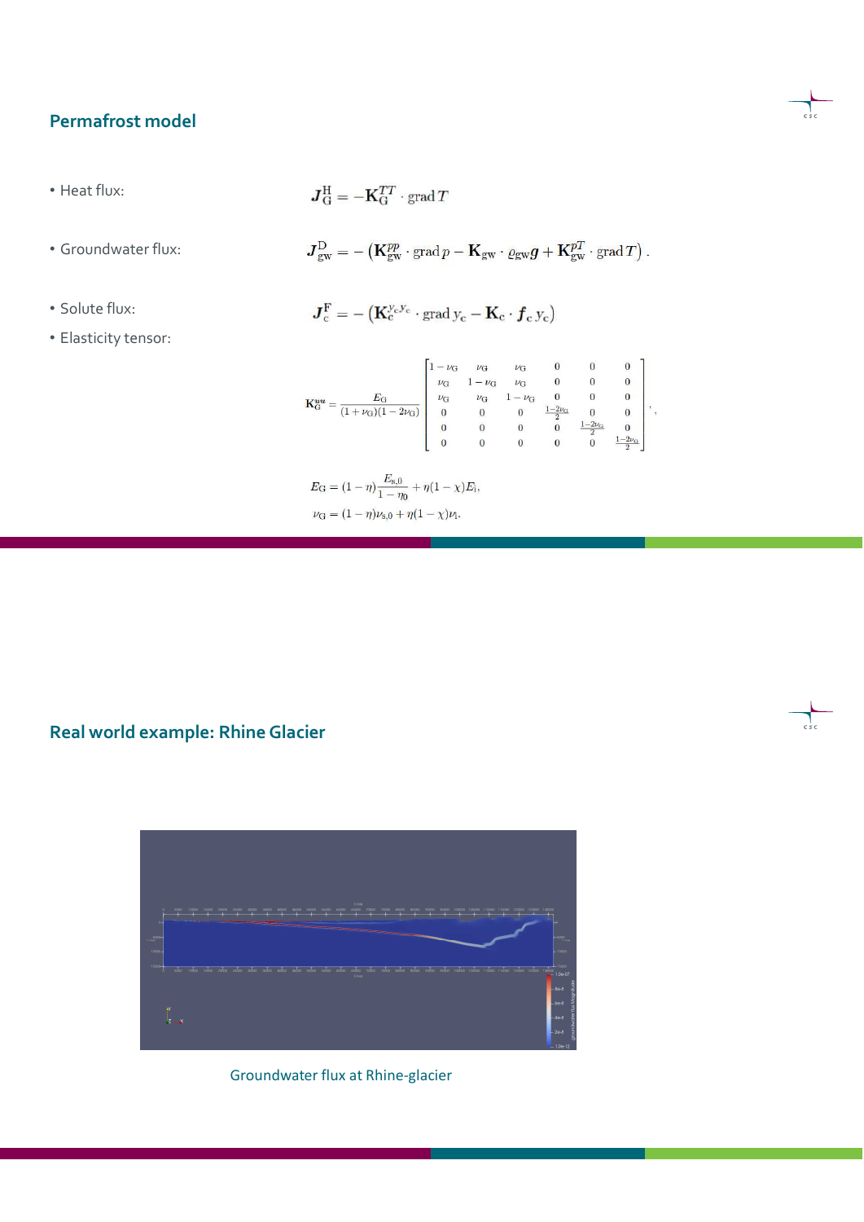## Permafrost model

- Heat flux:

$$\boldsymbol{J}_{\mathrm{G}}^{\mathrm{H}} = -\mathbf{K}_{\mathrm{G}}^{TT} \cdot \operatorname{grad} T$$

- Groundwater flux:

$$\boldsymbol{J}_{\mathrm{gw}}^{\mathrm{D}} = -\left(\mathbf{K}_{\mathrm{gw}}^{pp} \cdot \operatorname{grad} p - \mathbf{K}_{\mathrm{gw}} \cdot \varrho_{\mathrm{gw}} \boldsymbol{g} + \mathbf{K}_{\mathrm{gw}}^{pT} \cdot \operatorname{grad} T\right).$$

- Solute flux:

$$\boldsymbol{J}_{\mathrm{c}}^{\mathrm{F}} = -\left(\mathbf{K}_{\mathrm{c}}^{y_{\mathrm{c}} y_{\mathrm{c}}} \cdot \operatorname{grad} y_{\mathrm{c}} - \mathbf{K}_{\mathrm{c}} \cdot \boldsymbol{f}_{\mathrm{c}} y_{\mathrm{c}}\right)$$

- Elasticity tensor:

$$\mathbf{K}_{\mathrm{G}}^{uu} = \frac{E_{\mathrm{G}}}{(1+\nu_{\mathrm{G}})(1-2\nu_{\mathrm{G}})} \begin{bmatrix} 1-\nu_{\mathrm{G}} & \nu_{\mathrm{G}} & \nu_{\mathrm{G}} & 0 & 0 & 0 \\ \nu_{\mathrm{G}} & 1-\nu_{\mathrm{G}} & \nu_{\mathrm{G}} & 0 & 0 & 0 \\ \nu_{\mathrm{G}} & \nu_{\mathrm{G}} & 1-\nu_{\mathrm{G}} & 0 & 0 & 0 \\ 0 & 0 & 0 & \frac{1-2\nu_{\mathrm{G}}}{2} & 0 & 0 \\ 0 & 0 & 0 & 0 & \frac{1-2\nu_{\mathrm{G}}}{2} & 0 \\ 0 & 0 & 0 & 0 & 0 & \frac{1-2\nu_{\mathrm{G}}}{2} \end{bmatrix},$$

$$E_{\mathrm{G}} = (1-\eta)\frac{E_{\mathrm{s},0}}{1-\eta_0} + \eta(1-\chi)E_{\mathrm{i}},$$

$$\nu_{\mathrm{G}} = (1-\eta)\nu_{\mathrm{s},0} + \eta(1-\chi)\nu_{\mathrm{i}}.$$

## Real world example: Rhine Glacier

Groundwater flux at Rhine-glacier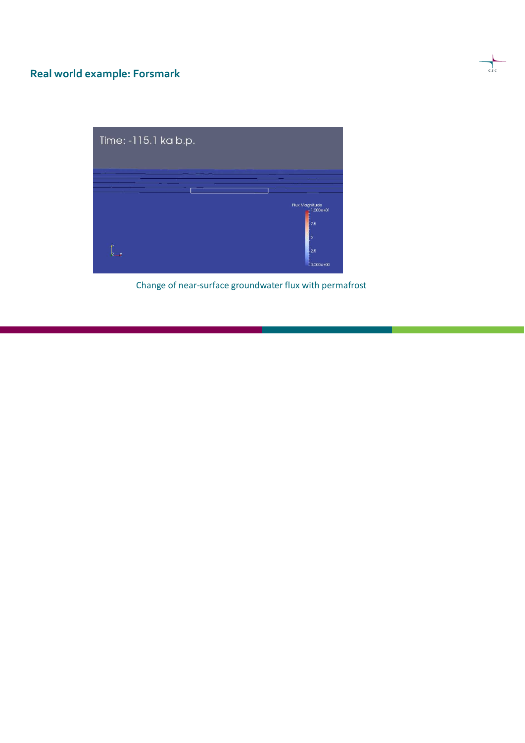## Real world example: Forsmark

Time: -115.1 ka b.p.

Flux Magnitude

1.000e+01

7.5

5

2.5

0.000e+00

Change of near-surface groundwater flux with permafrost